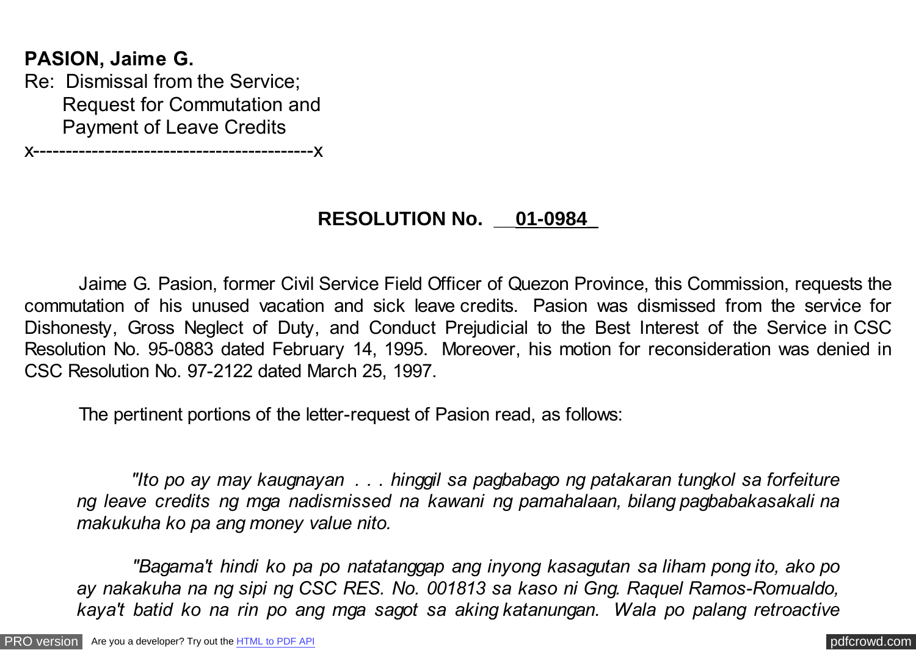**PASION, Jaime G.**
Re: Dismissal from the Service;
Request for Commutation and
Payment of Leave Credits
x-------------------------------------------x

**RESOLUTION No. 01-0984**

Jaime G. Pasion, former Civil Service Field Officer of Quezon Province, this Commission, requests the commutation of his unused vacation and sick leave credits. Pasion was dismissed from the service for Dishonesty, Gross Neglect of Duty, and Conduct Prejudicial to the Best Interest of the Service in CSC Resolution No. 95-0883 dated February 14, 1995. Moreover, his motion for reconsideration was denied in CSC Resolution No. 97-2122 dated March 25, 1997.

The pertinent portions of the letter-request of Pasion read, as follows:

> *"Ito po ay may kaugnayan . . . hinggil sa pagbabago ng patakaran tungkol sa forfeiture ng leave credits ng mga nadismissed na kawani ng pamahalaan, bilang pagbabakasakali na makukuha ko pa ang money value nito.*
>
> *"Bagama't hindi ko pa po natatanggap ang inyong kasagutan sa liham pong ito, ako po ay nakakuha na ng sipi ng CSC RES. No. 001813 sa kaso ni Gng. Raquel Ramos-Romualdo, kaya't batid ko na rin po ang mga sagot sa aking katanungan. Wala po palang retroactive*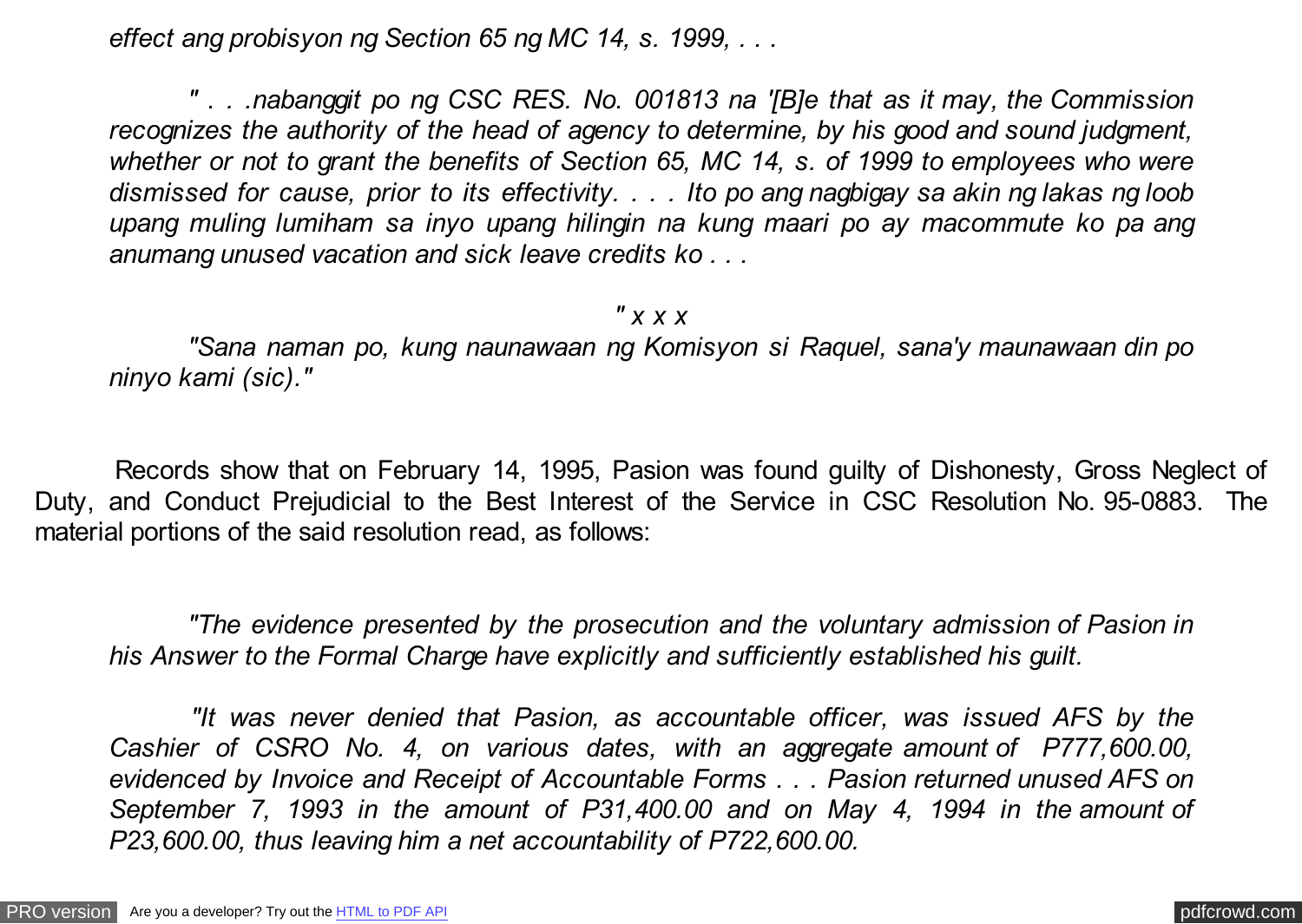*effect ang probisyon ng Section 65 ng MC 14, s. 1999, . . .*

*" . . .nabanggit po ng CSC RES. No. 001813 na '[B]e that as it may, the Commission recognizes the authority of the head of agency to determine, by his good and sound judgment, whether or not to grant the benefits of Section 65, MC 14, s. of 1999 to employees who were dismissed for cause, prior to its effectivity. . . . Ito po ang nagbigay sa akin ng lakas ng loob upang muling lumiham sa inyo upang hilingin na kung maari po ay macommute ko pa ang anumang unused vacation and sick leave credits ko . . .*

*" x x x*

*"Sana naman po, kung naunawaan ng Komisyon si Raquel, sana'y maunawaan din po ninyo kami (sic)."*

Records show that on February 14, 1995, Pasion was found guilty of Dishonesty, Gross Neglect of Duty, and Conduct Prejudicial to the Best Interest of the Service in CSC Resolution No. 95-0883. The material portions of the said resolution read, as follows:

*"The evidence presented by the prosecution and the voluntary admission of Pasion in his Answer to the Formal Charge have explicitly and sufficiently established his guilt.*

*"It was never denied that Pasion, as accountable officer, was issued AFS by the Cashier of CSRO No. 4, on various dates, with an aggregate amount of P777,600.00, evidenced by Invoice and Receipt of Accountable Forms . . . Pasion returned unused AFS on September 7, 1993 in the amount of P31,400.00 and on May 4, 1994 in the amount of P23,600.00, thus leaving him a net accountability of P722,600.00.*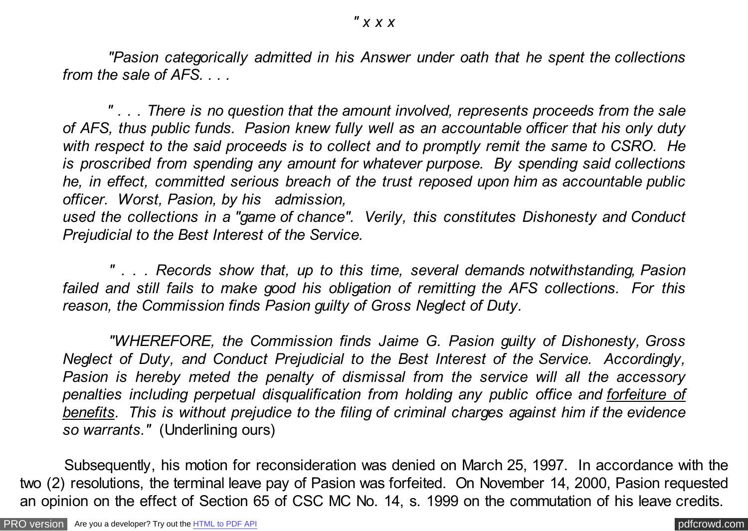*" x x x*

*"Pasion categorically admitted in his Answer under oath that he spent the collections from the sale of AFS. . . .*

*" . . . There is no question that the amount involved, represents proceeds from the sale of AFS, thus public funds. Pasion knew fully well as an accountable officer that his only duty with respect to the said proceeds is to collect and to promptly remit the same to CSRO. He is proscribed from spending any amount for whatever purpose. By spending said collections he, in effect, committed serious breach of the trust reposed upon him as accountable public officer. Worst, Pasion, by his admission, used the collections in a "game of chance". Verily, this constitutes Dishonesty and Conduct Prejudicial to the Best Interest of the Service.*

*" . . . Records show that, up to this time, several demands notwithstanding, Pasion failed and still fails to make good his obligation of remitting the AFS collections. For this reason, the Commission finds Pasion guilty of Gross Neglect of Duty.*

*"WHEREFORE, the Commission finds Jaime G. Pasion guilty of Dishonesty, Gross Neglect of Duty, and Conduct Prejudicial to the Best Interest of the Service. Accordingly, Pasion is hereby meted the penalty of dismissal from the service will all the accessory penalties including perpetual disqualification from holding any public office and <u>forfeiture of benefits</u>. This is without prejudice to the filing of criminal charges against him if the evidence so warrants."* (Underlining ours)

Subsequently, his motion for reconsideration was denied on March 25, 1997. In accordance with the two (2) resolutions, the terminal leave pay of Pasion was forfeited. On November 14, 2000, Pasion requested an opinion on the effect of Section 65 of CSC MC No. 14, s. 1999 on the commutation of his leave credits.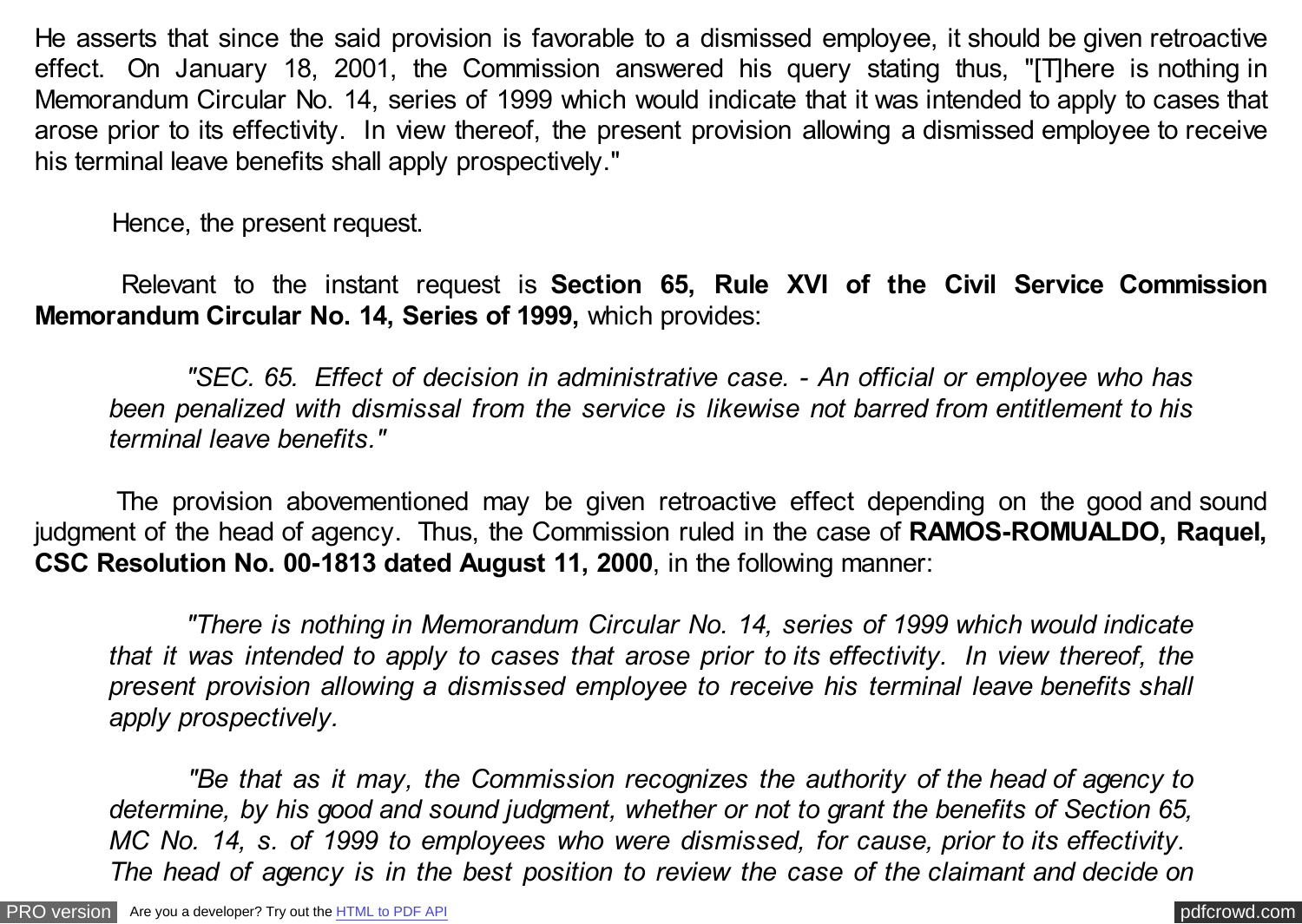He asserts that since the said provision is favorable to a dismissed employee, it should be given retroactive effect. On January 18, 2001, the Commission answered his query stating thus, "[T]here is nothing in Memorandum Circular No. 14, series of 1999 which would indicate that it was intended to apply to cases that arose prior to its effectivity. In view thereof, the present provision allowing a dismissed employee to receive his terminal leave benefits shall apply prospectively."

Hence, the present request.

Relevant to the instant request is **Section 65, Rule XVI of the Civil Service Commission Memorandum Circular No. 14, Series of 1999,** which provides:

> *"SEC. 65. Effect of decision in administrative case. - An official or employee who has been penalized with dismissal from the service is likewise not barred from entitlement to his terminal leave benefits."*

The provision abovementioned may be given retroactive effect depending on the good and sound judgment of the head of agency. Thus, the Commission ruled in the case of **RAMOS-ROMUALDO, Raquel, CSC Resolution No. 00-1813 dated August 11, 2000**, in the following manner:

> *"There is nothing in Memorandum Circular No. 14, series of 1999 which would indicate that it was intended to apply to cases that arose prior to its effectivity. In view thereof, the present provision allowing a dismissed employee to receive his terminal leave benefits shall apply prospectively.*
>
> *"Be that as it may, the Commission recognizes the authority of the head of agency to determine, by his good and sound judgment, whether or not to grant the benefits of Section 65, MC No. 14, s. of 1999 to employees who were dismissed, for cause, prior to its effectivity. The head of agency is in the best position to review the case of the claimant and decide on*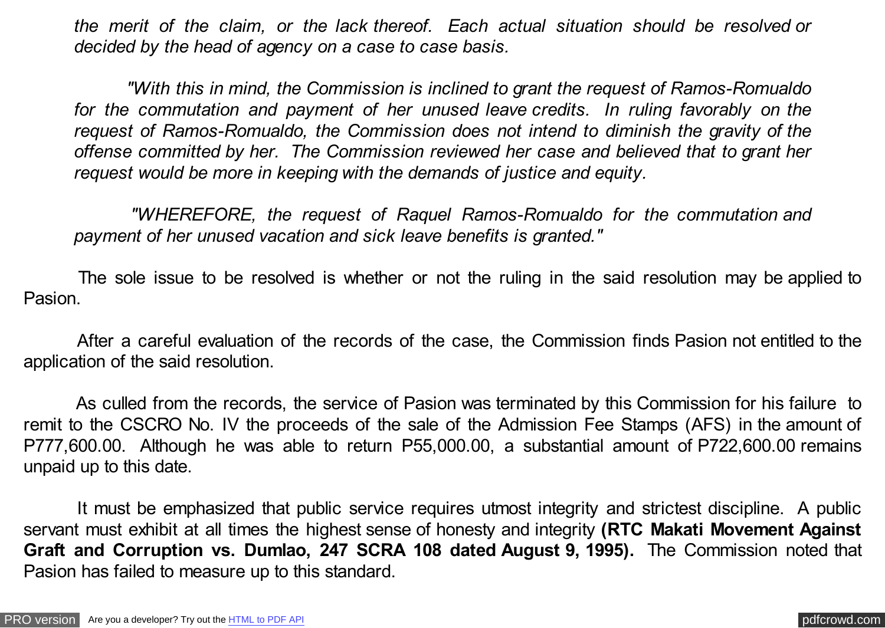*the merit of the claim, or the lack thereof. Each actual situation should be resolved or decided by the head of agency on a case to case basis.*

*"With this in mind, the Commission is inclined to grant the request of Ramos-Romualdo for the commutation and payment of her unused leave credits. In ruling favorably on the request of Ramos-Romualdo, the Commission does not intend to diminish the gravity of the offense committed by her. The Commission reviewed her case and believed that to grant her request would be more in keeping with the demands of justice and equity.*

*"WHEREFORE, the request of Raquel Ramos-Romualdo for the commutation and payment of her unused vacation and sick leave benefits is granted."*

The sole issue to be resolved is whether or not the ruling in the said resolution may be applied to Pasion.

After a careful evaluation of the records of the case, the Commission finds Pasion not entitled to the application of the said resolution.

As culled from the records, the service of Pasion was terminated by this Commission for his failure to remit to the CSCRO No. IV the proceeds of the sale of the Admission Fee Stamps (AFS) in the amount of P777,600.00. Although he was able to return P55,000.00, a substantial amount of P722,600.00 remains unpaid up to this date.

It must be emphasized that public service requires utmost integrity and strictest discipline. A public servant must exhibit at all times the highest sense of honesty and integrity **(RTC Makati Movement Against Graft and Corruption vs. Dumlao, 247 SCRA 108 dated August 9, 1995).** The Commission noted that Pasion has failed to measure up to this standard.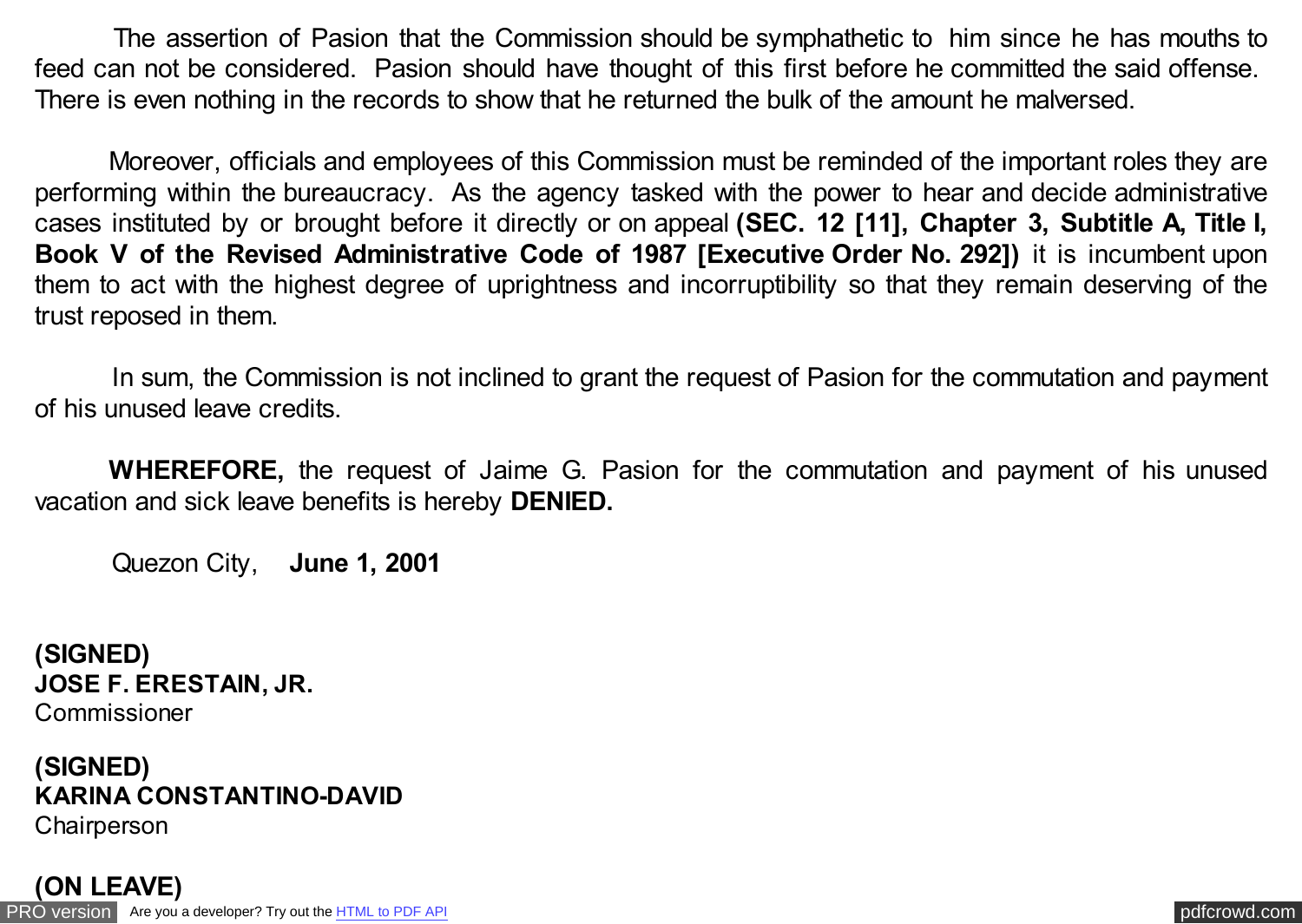The assertion of Pasion that the Commission should be symphathetic to him since he has mouths to feed can not be considered. Pasion should have thought of this first before he committed the said offense. There is even nothing in the records to show that he returned the bulk of the amount he malversed.

Moreover, officials and employees of this Commission must be reminded of the important roles they are performing within the bureaucracy. As the agency tasked with the power to hear and decide administrative cases instituted by or brought before it directly or on appeal **(SEC. 12 [11], Chapter 3, Subtitle A, Title I, Book V of the Revised Administrative Code of 1987 [Executive Order No. 292])** it is incumbent upon them to act with the highest degree of uprightness and incorruptibility so that they remain deserving of the trust reposed in them.

In sum, the Commission is not inclined to grant the request of Pasion for the commutation and payment of his unused leave credits.

**WHEREFORE,** the request of Jaime G. Pasion for the commutation and payment of his unused vacation and sick leave benefits is hereby **DENIED.**

Quezon City, **June 1, 2001**

**(SIGNED)**
**JOSE F. ERESTAIN, JR.**
Commissioner

**(SIGNED)**
**KARINA CONSTANTINO-DAVID**
Chairperson

**(ON LEAVE)**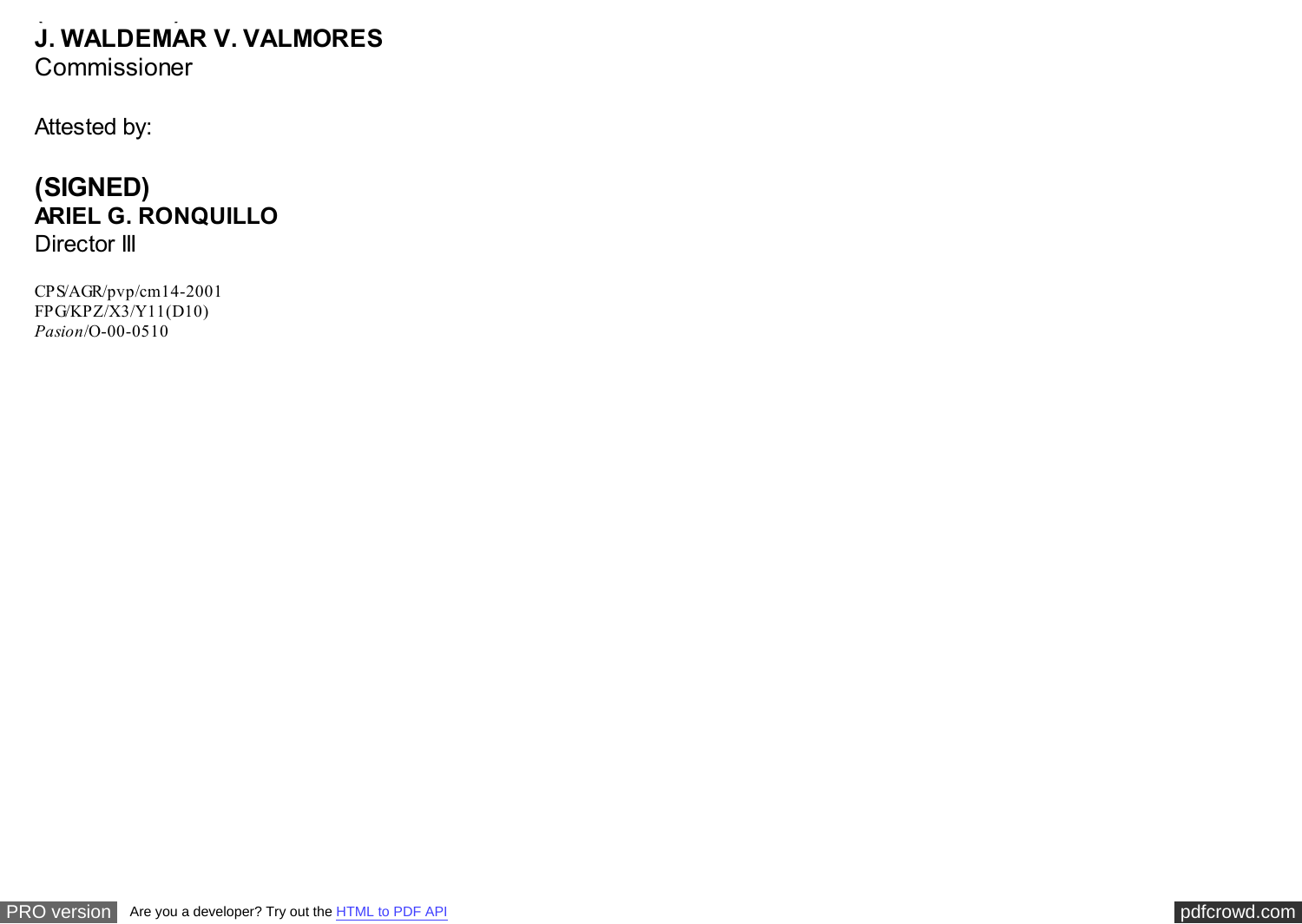**J. WALDEMAR V. VALMORES**
Commissioner

Attested by:

**(SIGNED)**
**ARIEL G. RONQUILLO**
Director III

CPS/AGR/pvp/cm14-2001
FPG/KPZ/X3/Y11(D10)
*Pasion*/O-00-0510